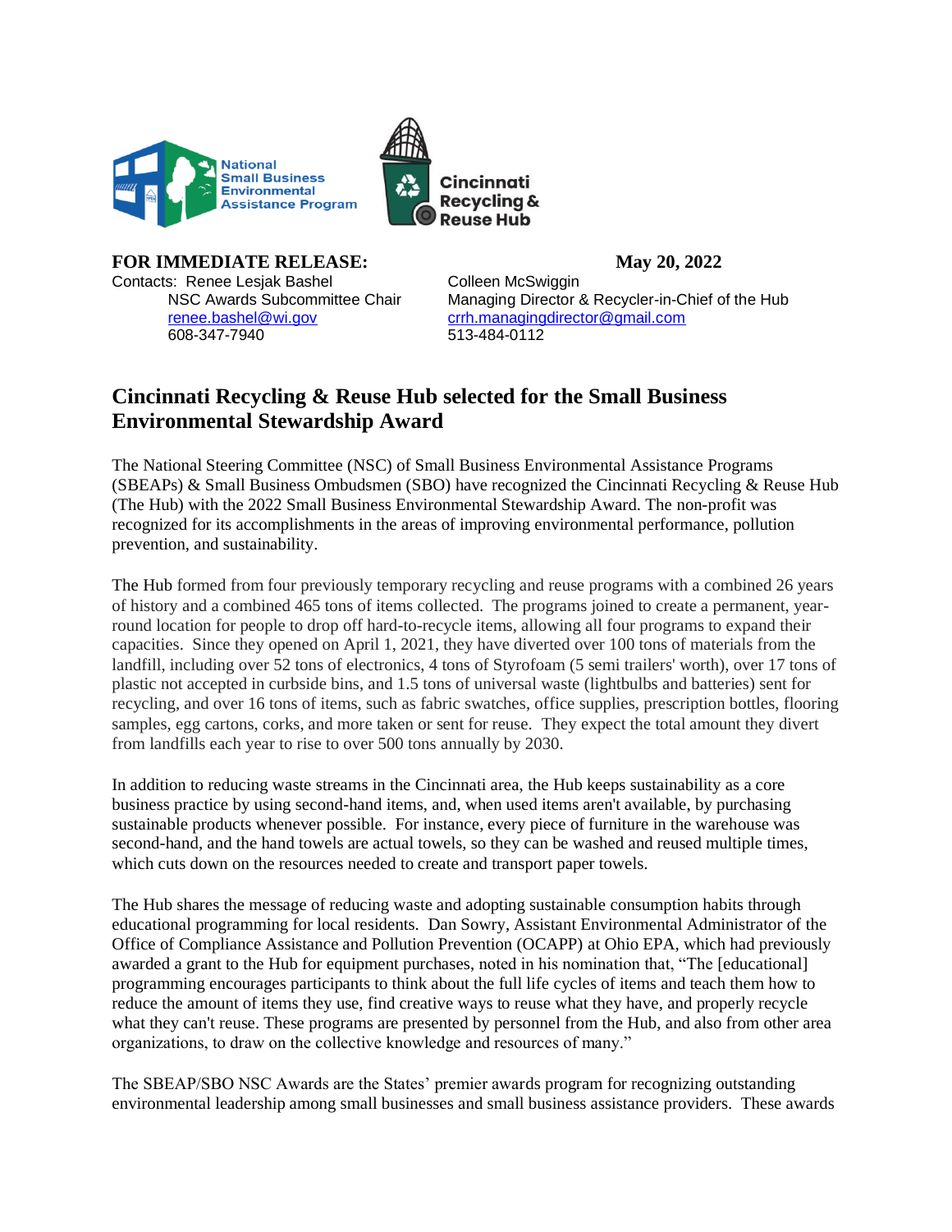National Small Business Environmental Assistance Program

Cincinnati Recycling & Reuse Hub

**FOR IMMEDIATE RELEASE:** **May 20, 2022**

Contacts: Renee Lesjak Bashel
NSC Awards Subcommittee Chair
renee.bashel@wi.gov
608-347-7940

Colleen McSwiggin
Managing Director & Recycler-in-Chief of the Hub
crrh.managingdirector@gmail.com
513-484-0112

## Cincinnati Recycling & Reuse Hub selected for the Small Business Environmental Stewardship Award

The National Steering Committee (NSC) of Small Business Environmental Assistance Programs (SBEAPs) & Small Business Ombudsmen (SBO) have recognized the Cincinnati Recycling & Reuse Hub (The Hub) with the 2022 Small Business Environmental Stewardship Award. The non-profit was recognized for its accomplishments in the areas of improving environmental performance, pollution prevention, and sustainability.

The Hub formed from four previously temporary recycling and reuse programs with a combined 26 years of history and a combined 465 tons of items collected. The programs joined to create a permanent, year-round location for people to drop off hard-to-recycle items, allowing all four programs to expand their capacities. Since they opened on April 1, 2021, they have diverted over 100 tons of materials from the landfill, including over 52 tons of electronics, 4 tons of Styrofoam (5 semi trailers' worth), over 17 tons of plastic not accepted in curbside bins, and 1.5 tons of universal waste (lightbulbs and batteries) sent for recycling, and over 16 tons of items, such as fabric swatches, office supplies, prescription bottles, flooring samples, egg cartons, corks, and more taken or sent for reuse. They expect the total amount they divert from landfills each year to rise to over 500 tons annually by 2030.

In addition to reducing waste streams in the Cincinnati area, the Hub keeps sustainability as a core business practice by using second-hand items, and, when used items aren't available, by purchasing sustainable products whenever possible. For instance, every piece of furniture in the warehouse was second-hand, and the hand towels are actual towels, so they can be washed and reused multiple times, which cuts down on the resources needed to create and transport paper towels.

The Hub shares the message of reducing waste and adopting sustainable consumption habits through educational programming for local residents. Dan Sowry, Assistant Environmental Administrator of the Office of Compliance Assistance and Pollution Prevention (OCAPP) at Ohio EPA, which had previously awarded a grant to the Hub for equipment purchases, noted in his nomination that, "The [educational] programming encourages participants to think about the full life cycles of items and teach them how to reduce the amount of items they use, find creative ways to reuse what they have, and properly recycle what they can't reuse. These programs are presented by personnel from the Hub, and also from other area organizations, to draw on the collective knowledge and resources of many."

The SBEAP/SBO NSC Awards are the States' premier awards program for recognizing outstanding environmental leadership among small businesses and small business assistance providers. These awards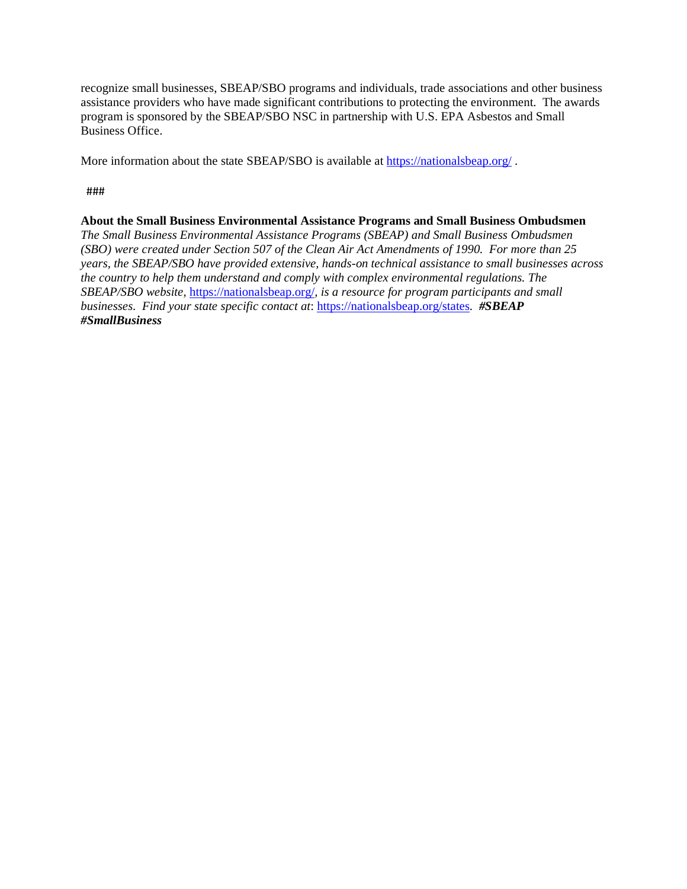recognize small businesses, SBEAP/SBO programs and individuals, trade associations and other business assistance providers who have made significant contributions to protecting the environment. The awards program is sponsored by the SBEAP/SBO NSC in partnership with U.S. EPA Asbestos and Small Business Office.

More information about the state SBEAP/SBO is available at https://nationalsbeap.org/ .

###

**About the Small Business Environmental Assistance Programs and Small Business Ombudsmen**
*The Small Business Environmental Assistance Programs (SBEAP) and Small Business Ombudsmen (SBO) were created under Section 507 of the Clean Air Act Amendments of 1990. For more than 25 years, the SBEAP/SBO have provided extensive, hands-on technical assistance to small businesses across the country to help them understand and comply with complex environmental regulations. The SBEAP/SBO website,* https://nationalsbeap.org/*, is a resource for program participants and small businesses. Find your state specific contact at*: https://nationalsbeap.org/states*.* ***#SBEAP #SmallBusiness***